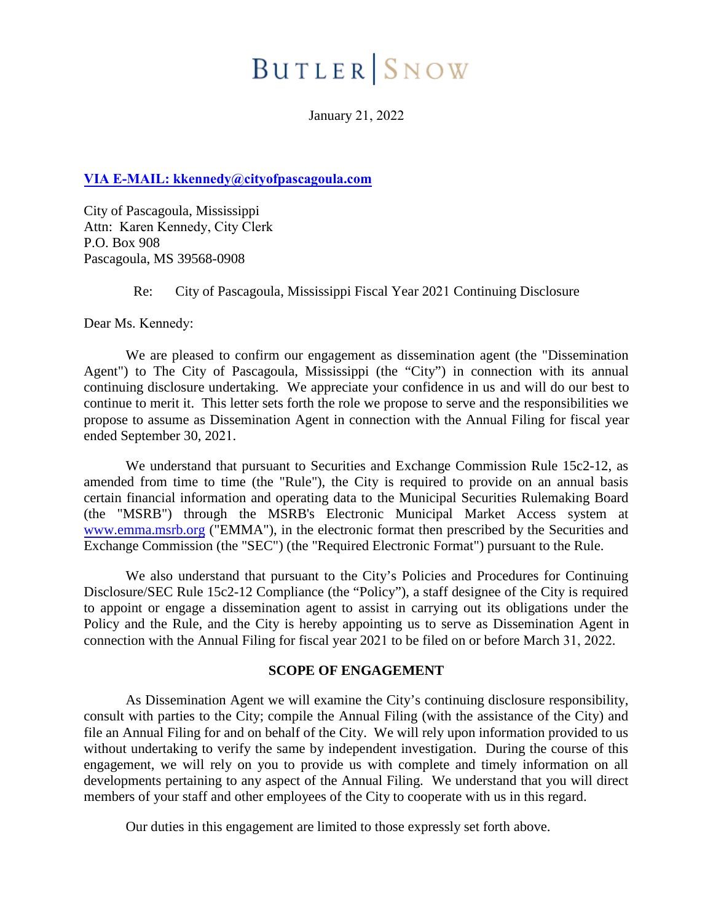BUTLER | SNOW

January 21, 2022

**VIA E-MAIL: kkennedy@cityofpascagoula.com**

City of Pascagoula, Mississippi
Attn: Karen Kennedy, City Clerk
P.O. Box 908
Pascagoula, MS 39568-0908

Re: City of Pascagoula, Mississippi Fiscal Year 2021 Continuing Disclosure

Dear Ms. Kennedy:

We are pleased to confirm our engagement as dissemination agent (the "Dissemination Agent") to The City of Pascagoula, Mississippi (the "City") in connection with its annual continuing disclosure undertaking. We appreciate your confidence in us and will do our best to continue to merit it. This letter sets forth the role we propose to serve and the responsibilities we propose to assume as Dissemination Agent in connection with the Annual Filing for fiscal year ended September 30, 2021.

We understand that pursuant to Securities and Exchange Commission Rule 15c2-12, as amended from time to time (the "Rule"), the City is required to provide on an annual basis certain financial information and operating data to the Municipal Securities Rulemaking Board (the "MSRB") through the MSRB's Electronic Municipal Market Access system at www.emma.msrb.org ("EMMA"), in the electronic format then prescribed by the Securities and Exchange Commission (the "SEC") (the "Required Electronic Format") pursuant to the Rule.

We also understand that pursuant to the City's Policies and Procedures for Continuing Disclosure/SEC Rule 15c2-12 Compliance (the "Policy"), a staff designee of the City is required to appoint or engage a dissemination agent to assist in carrying out its obligations under the Policy and the Rule, and the City is hereby appointing us to serve as Dissemination Agent in connection with the Annual Filing for fiscal year 2021 to be filed on or before March 31, 2022.

## SCOPE OF ENGAGEMENT

As Dissemination Agent we will examine the City's continuing disclosure responsibility, consult with parties to the City; compile the Annual Filing (with the assistance of the City) and file an Annual Filing for and on behalf of the City. We will rely upon information provided to us without undertaking to verify the same by independent investigation. During the course of this engagement, we will rely on you to provide us with complete and timely information on all developments pertaining to any aspect of the Annual Filing. We understand that you will direct members of your staff and other employees of the City to cooperate with us in this regard.

Our duties in this engagement are limited to those expressly set forth above.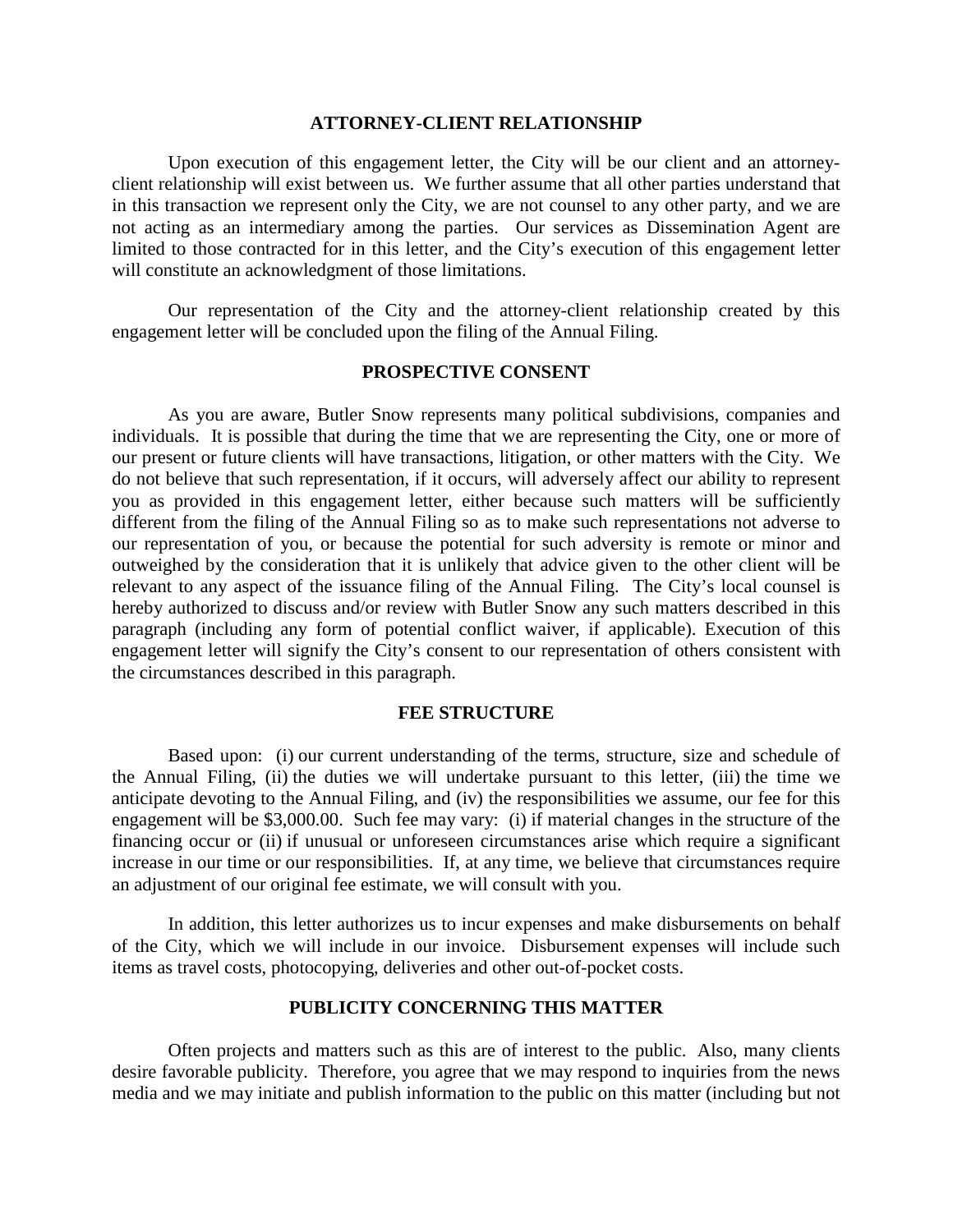## ATTORNEY-CLIENT RELATIONSHIP

Upon execution of this engagement letter, the City will be our client and an attorney-client relationship will exist between us. We further assume that all other parties understand that in this transaction we represent only the City, we are not counsel to any other party, and we are not acting as an intermediary among the parties. Our services as Dissemination Agent are limited to those contracted for in this letter, and the City's execution of this engagement letter will constitute an acknowledgment of those limitations.

Our representation of the City and the attorney-client relationship created by this engagement letter will be concluded upon the filing of the Annual Filing.

## PROSPECTIVE CONSENT

As you are aware, Butler Snow represents many political subdivisions, companies and individuals. It is possible that during the time that we are representing the City, one or more of our present or future clients will have transactions, litigation, or other matters with the City. We do not believe that such representation, if it occurs, will adversely affect our ability to represent you as provided in this engagement letter, either because such matters will be sufficiently different from the filing of the Annual Filing so as to make such representations not adverse to our representation of you, or because the potential for such adversity is remote or minor and outweighed by the consideration that it is unlikely that advice given to the other client will be relevant to any aspect of the issuance filing of the Annual Filing. The City's local counsel is hereby authorized to discuss and/or review with Butler Snow any such matters described in this paragraph (including any form of potential conflict waiver, if applicable). Execution of this engagement letter will signify the City's consent to our representation of others consistent with the circumstances described in this paragraph.

## FEE STRUCTURE

Based upon: (i) our current understanding of the terms, structure, size and schedule of the Annual Filing, (ii) the duties we will undertake pursuant to this letter, (iii) the time we anticipate devoting to the Annual Filing, and (iv) the responsibilities we assume, our fee for this engagement will be $3,000.00. Such fee may vary: (i) if material changes in the structure of the financing occur or (ii) if unusual or unforeseen circumstances arise which require a significant increase in our time or our responsibilities. If, at any time, we believe that circumstances require an adjustment of our original fee estimate, we will consult with you.

In addition, this letter authorizes us to incur expenses and make disbursements on behalf of the City, which we will include in our invoice. Disbursement expenses will include such items as travel costs, photocopying, deliveries and other out-of-pocket costs.

## PUBLICITY CONCERNING THIS MATTER

Often projects and matters such as this are of interest to the public. Also, many clients desire favorable publicity. Therefore, you agree that we may respond to inquiries from the news media and we may initiate and publish information to the public on this matter (including but not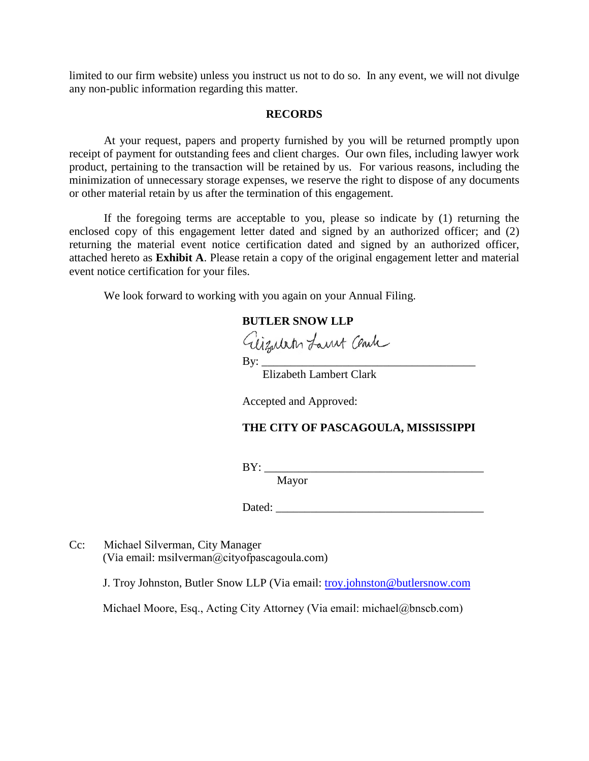limited to our firm website) unless you instruct us not to do so. In any event, we will not divulge any non-public information regarding this matter.

**RECORDS**

At your request, papers and property furnished by you will be returned promptly upon receipt of payment for outstanding fees and client charges. Our own files, including lawyer work product, pertaining to the transaction will be retained by us. For various reasons, including the minimization of unnecessary storage expenses, we reserve the right to dispose of any documents or other material retain by us after the termination of this engagement.

If the foregoing terms are acceptable to you, please so indicate by (1) returning the enclosed copy of this engagement letter dated and signed by an authorized officer; and (2) returning the material event notice certification dated and signed by an authorized officer, attached hereto as **Exhibit A**. Please retain a copy of the original engagement letter and material event notice certification for your files.

We look forward to working with you again on your Annual Filing.

**BUTLER SNOW LLP**

By: ___________________________________
Elizabeth Lambert Clark

Accepted and Approved:

**THE CITY OF PASCAGOULA, MISSISSIPPI**

BY: ___________________________________
Mayor

Dated: ________________________________

Cc: Michael Silverman, City Manager
(Via email: msilverman@cityofpascagoula.com)

J. Troy Johnston, Butler Snow LLP (Via email: troy.johnston@butlersnow.com

Michael Moore, Esq., Acting City Attorney (Via email: michael@bnscb.com)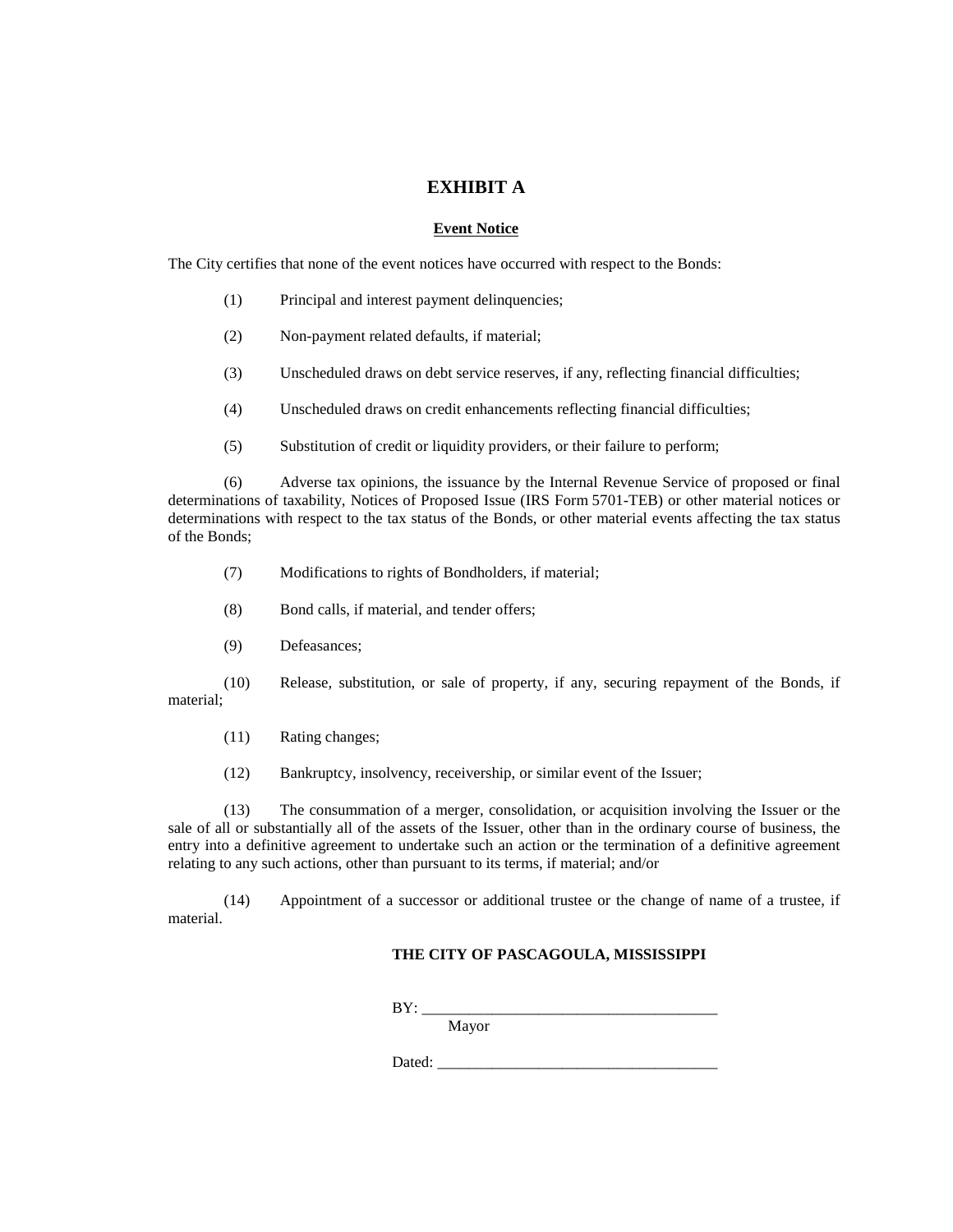# EXHIBIT A

**Event Notice**

The City certifies that none of the event notices have occurred with respect to the Bonds:

(1) Principal and interest payment delinquencies;

(2) Non-payment related defaults, if material;

(3) Unscheduled draws on debt service reserves, if any, reflecting financial difficulties;

(4) Unscheduled draws on credit enhancements reflecting financial difficulties;

(5) Substitution of credit or liquidity providers, or their failure to perform;

(6) Adverse tax opinions, the issuance by the Internal Revenue Service of proposed or final determinations of taxability, Notices of Proposed Issue (IRS Form 5701-TEB) or other material notices or determinations with respect to the tax status of the Bonds, or other material events affecting the tax status of the Bonds;

(7) Modifications to rights of Bondholders, if material;

(8) Bond calls, if material, and tender offers;

(9) Defeasances;

(10) Release, substitution, or sale of property, if any, securing repayment of the Bonds, if material;

(11) Rating changes;

(12) Bankruptcy, insolvency, receivership, or similar event of the Issuer;

(13) The consummation of a merger, consolidation, or acquisition involving the Issuer or the sale of all or substantially all of the assets of the Issuer, other than in the ordinary course of business, the entry into a definitive agreement to undertake such an action or the termination of a definitive agreement relating to any such actions, other than pursuant to its terms, if material; and/or

(14) Appointment of a successor or additional trustee or the change of name of a trustee, if material.

**THE CITY OF PASCAGOULA, MISSISSIPPI**

BY: ______________________________________
Mayor

Dated: ____________________________________